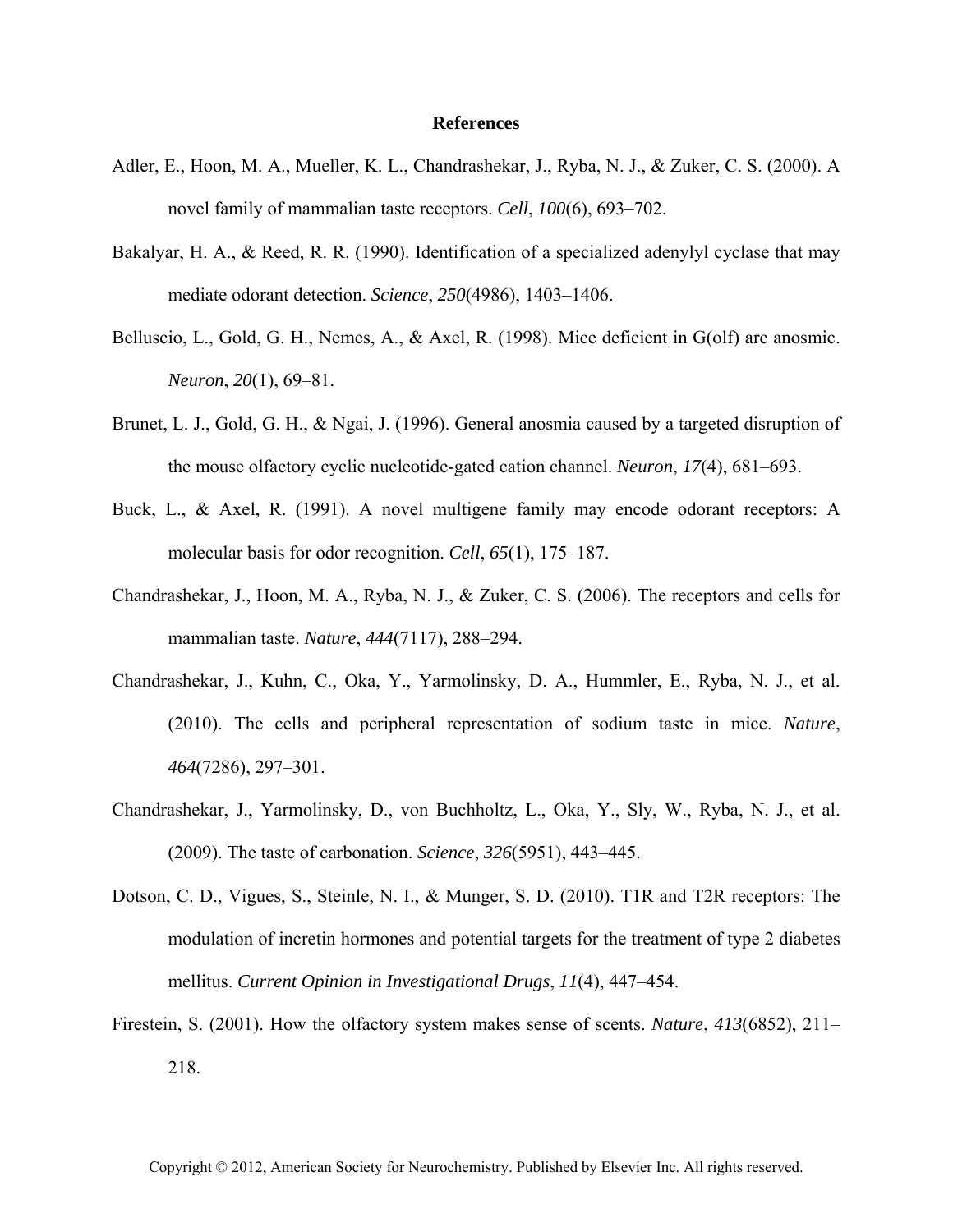# References

Adler, E., Hoon, M. A., Mueller, K. L., Chandrashekar, J., Ryba, N. J., & Zuker, C. S. (2000). A novel family of mammalian taste receptors. *Cell*, *100*(6), 693–702.

Bakalyar, H. A., & Reed, R. R. (1990). Identification of a specialized adenylyl cyclase that may mediate odorant detection. *Science*, *250*(4986), 1403–1406.

Belluscio, L., Gold, G. H., Nemes, A., & Axel, R. (1998). Mice deficient in G(olf) are anosmic. *Neuron*, *20*(1), 69–81.

Brunet, L. J., Gold, G. H., & Ngai, J. (1996). General anosmia caused by a targeted disruption of the mouse olfactory cyclic nucleotide-gated cation channel. *Neuron*, *17*(4), 681–693.

Buck, L., & Axel, R. (1991). A novel multigene family may encode odorant receptors: A molecular basis for odor recognition. *Cell*, *65*(1), 175–187.

Chandrashekar, J., Hoon, M. A., Ryba, N. J., & Zuker, C. S. (2006). The receptors and cells for mammalian taste. *Nature*, *444*(7117), 288–294.

Chandrashekar, J., Kuhn, C., Oka, Y., Yarmolinsky, D. A., Hummler, E., Ryba, N. J., et al. (2010). The cells and peripheral representation of sodium taste in mice. *Nature*, *464*(7286), 297–301.

Chandrashekar, J., Yarmolinsky, D., von Buchholtz, L., Oka, Y., Sly, W., Ryba, N. J., et al. (2009). The taste of carbonation. *Science*, *326*(5951), 443–445.

Dotson, C. D., Vigues, S., Steinle, N. I., & Munger, S. D. (2010). T1R and T2R receptors: The modulation of incretin hormones and potential targets for the treatment of type 2 diabetes mellitus. *Current Opinion in Investigational Drugs*, *11*(4), 447–454.

Firestein, S. (2001). How the olfactory system makes sense of scents. *Nature*, *413*(6852), 211–218.

Copyright © 2012, American Society for Neurochemistry. Published by Elsevier Inc. All rights reserved.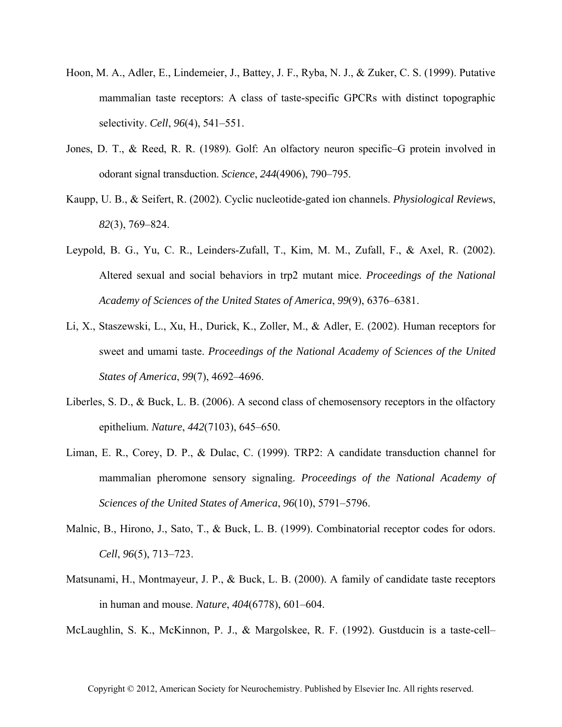Hoon, M. A., Adler, E., Lindemeier, J., Battey, J. F., Ryba, N. J., & Zuker, C. S. (1999). Putative mammalian taste receptors: A class of taste-specific GPCRs with distinct topographic selectivity. *Cell*, *96*(4), 541–551.

Jones, D. T., & Reed, R. R. (1989). Golf: An olfactory neuron specific–G protein involved in odorant signal transduction. *Science*, *244*(4906), 790–795.

Kaupp, U. B., & Seifert, R. (2002). Cyclic nucleotide-gated ion channels. *Physiological Reviews*, *82*(3), 769–824.

Leypold, B. G., Yu, C. R., Leinders-Zufall, T., Kim, M. M., Zufall, F., & Axel, R. (2002). Altered sexual and social behaviors in trp2 mutant mice. *Proceedings of the National Academy of Sciences of the United States of America*, *99*(9), 6376–6381.

Li, X., Staszewski, L., Xu, H., Durick, K., Zoller, M., & Adler, E. (2002). Human receptors for sweet and umami taste. *Proceedings of the National Academy of Sciences of the United States of America*, *99*(7), 4692–4696.

Liberles, S. D., & Buck, L. B. (2006). A second class of chemosensory receptors in the olfactory epithelium. *Nature*, *442*(7103), 645–650.

Liman, E. R., Corey, D. P., & Dulac, C. (1999). TRP2: A candidate transduction channel for mammalian pheromone sensory signaling. *Proceedings of the National Academy of Sciences of the United States of America*, *96*(10), 5791–5796.

Malnic, B., Hirono, J., Sato, T., & Buck, L. B. (1999). Combinatorial receptor codes for odors. *Cell*, *96*(5), 713–723.

Matsunami, H., Montmayeur, J. P., & Buck, L. B. (2000). A family of candidate taste receptors in human and mouse. *Nature*, *404*(6778), 601–604.

McLaughlin, S. K., McKinnon, P. J., & Margolskee, R. F. (1992). Gustducin is a taste-cell–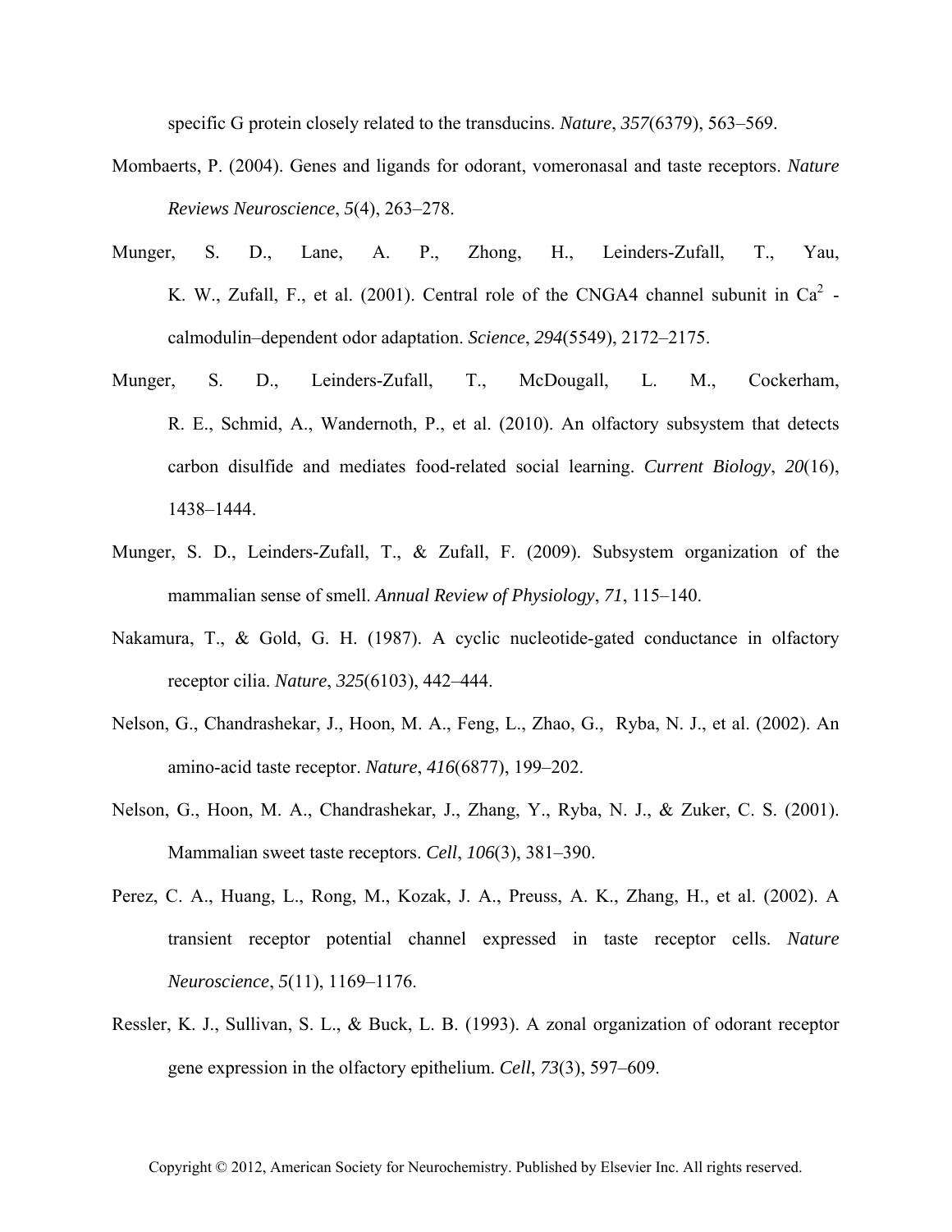specific G protein closely related to the transducins. *Nature*, *357*(6379), 563–569.

Mombaerts, P. (2004). Genes and ligands for odorant, vomeronasal and taste receptors. *Nature Reviews Neuroscience*, *5*(4), 263–278.

Munger, S. D., Lane, A. P., Zhong, H., Leinders-Zufall, T., Yau, K. W., Zufall, F., et al. (2001). Central role of the CNGA4 channel subunit in $Ca^{2}$ -calmodulin–dependent odor adaptation. *Science*, *294*(5549), 2172–2175.

Munger, S. D., Leinders-Zufall, T., McDougall, L. M., Cockerham, R. E., Schmid, A., Wandernoth, P., et al. (2010). An olfactory subsystem that detects carbon disulfide and mediates food-related social learning. *Current Biology*, *20*(16), 1438–1444.

Munger, S. D., Leinders-Zufall, T., & Zufall, F. (2009). Subsystem organization of the mammalian sense of smell. *Annual Review of Physiology*, *71*, 115–140.

Nakamura, T., & Gold, G. H. (1987). A cyclic nucleotide-gated conductance in olfactory receptor cilia. *Nature*, *325*(6103), 442–444.

Nelson, G., Chandrashekar, J., Hoon, M. A., Feng, L., Zhao, G., Ryba, N. J., et al. (2002). An amino-acid taste receptor. *Nature*, *416*(6877), 199–202.

Nelson, G., Hoon, M. A., Chandrashekar, J., Zhang, Y., Ryba, N. J., & Zuker, C. S. (2001). Mammalian sweet taste receptors. *Cell*, *106*(3), 381–390.

Perez, C. A., Huang, L., Rong, M., Kozak, J. A., Preuss, A. K., Zhang, H., et al. (2002). A transient receptor potential channel expressed in taste receptor cells. *Nature Neuroscience*, *5*(11), 1169–1176.

Ressler, K. J., Sullivan, S. L., & Buck, L. B. (1993). A zonal organization of odorant receptor gene expression in the olfactory epithelium. *Cell*, *73*(3), 597–609.

Copyright © 2012, American Society for Neurochemistry. Published by Elsevier Inc. All rights reserved.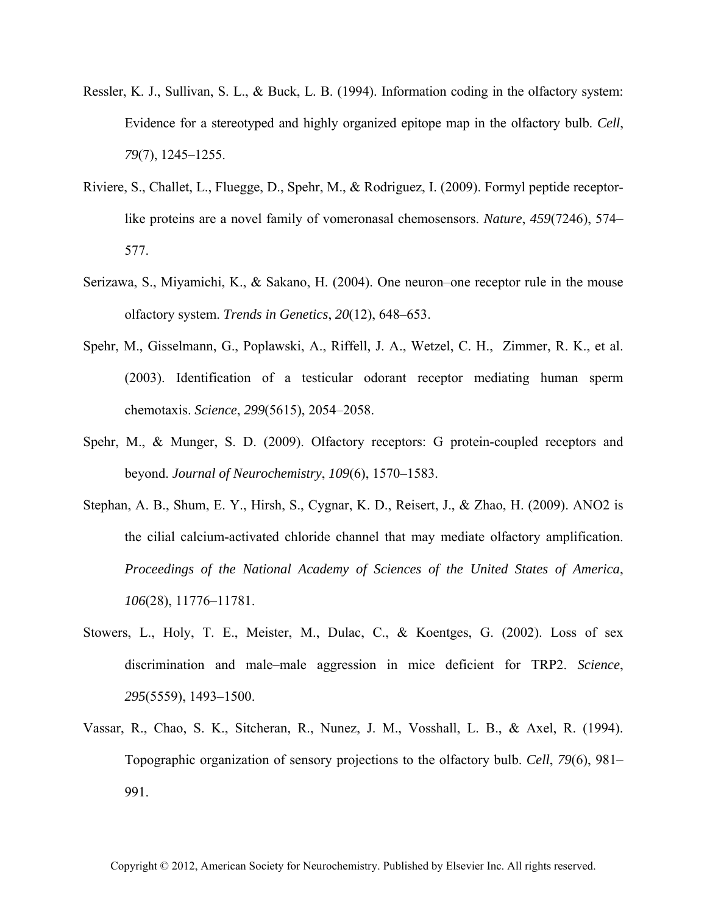Ressler, K. J., Sullivan, S. L., & Buck, L. B. (1994). Information coding in the olfactory system: Evidence for a stereotyped and highly organized epitope map in the olfactory bulb. *Cell*, *79*(7), 1245–1255.

Riviere, S., Challet, L., Fluegge, D., Spehr, M., & Rodriguez, I. (2009). Formyl peptide receptor-like proteins are a novel family of vomeronasal chemosensors. *Nature*, *459*(7246), 574–577.

Serizawa, S., Miyamichi, K., & Sakano, H. (2004). One neuron–one receptor rule in the mouse olfactory system. *Trends in Genetics*, *20*(12), 648–653.

Spehr, M., Gisselmann, G., Poplawski, A., Riffell, J. A., Wetzel, C. H., Zimmer, R. K., et al. (2003). Identification of a testicular odorant receptor mediating human sperm chemotaxis. *Science*, *299*(5615), 2054–2058.

Spehr, M., & Munger, S. D. (2009). Olfactory receptors: G protein-coupled receptors and beyond. *Journal of Neurochemistry*, *109*(6), 1570–1583.

Stephan, A. B., Shum, E. Y., Hirsh, S., Cygnar, K. D., Reisert, J., & Zhao, H. (2009). ANO2 is the cilial calcium-activated chloride channel that may mediate olfactory amplification. *Proceedings of the National Academy of Sciences of the United States of America*, *106*(28), 11776–11781.

Stowers, L., Holy, T. E., Meister, M., Dulac, C., & Koentges, G. (2002). Loss of sex discrimination and male–male aggression in mice deficient for TRP2. *Science*, *295*(5559), 1493–1500.

Vassar, R., Chao, S. K., Sitcheran, R., Nunez, J. M., Vosshall, L. B., & Axel, R. (1994). Topographic organization of sensory projections to the olfactory bulb. *Cell*, *79*(6), 981–991.

Copyright © 2012, American Society for Neurochemistry. Published by Elsevier Inc. All rights reserved.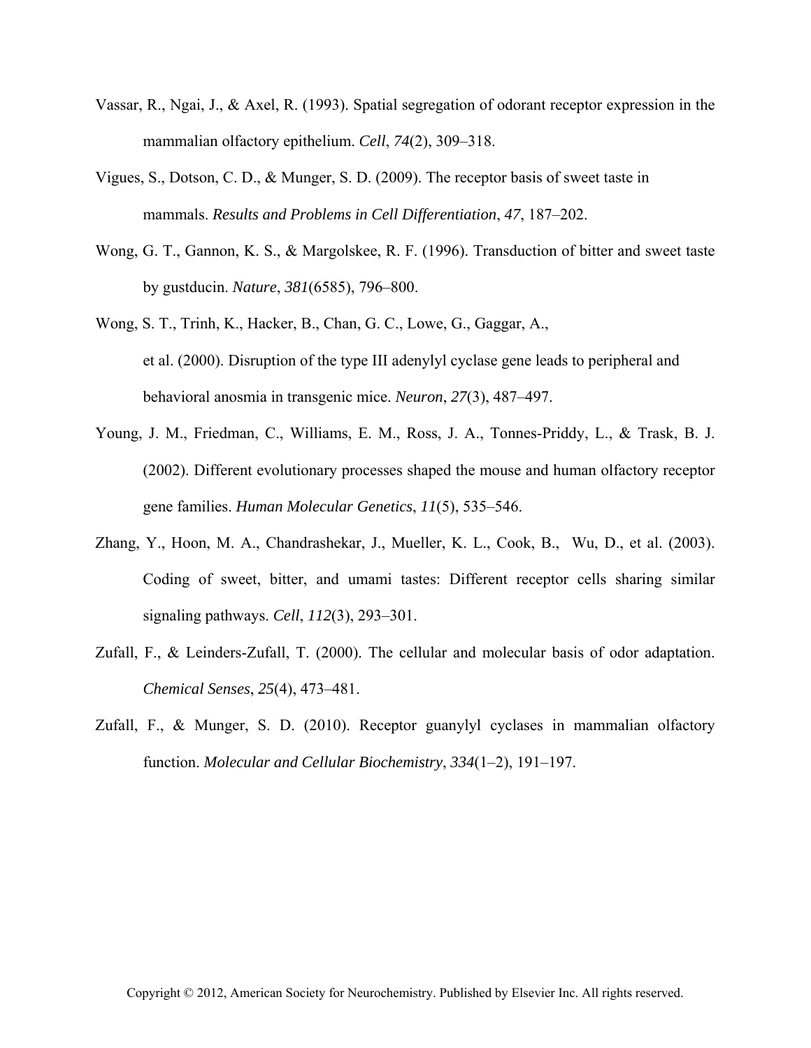Vassar, R., Ngai, J., & Axel, R. (1993). Spatial segregation of odorant receptor expression in the mammalian olfactory epithelium. *Cell*, *74*(2), 309–318.

Vigues, S., Dotson, C. D., & Munger, S. D. (2009). The receptor basis of sweet taste in mammals. *Results and Problems in Cell Differentiation*, *47*, 187–202.

Wong, G. T., Gannon, K. S., & Margolskee, R. F. (1996). Transduction of bitter and sweet taste by gustducin. *Nature*, *381*(6585), 796–800.

Wong, S. T., Trinh, K., Hacker, B., Chan, G. C., Lowe, G., Gaggar, A., et al. (2000). Disruption of the type III adenylyl cyclase gene leads to peripheral and behavioral anosmia in transgenic mice. *Neuron*, *27*(3), 487–497.

Young, J. M., Friedman, C., Williams, E. M., Ross, J. A., Tonnes-Priddy, L., & Trask, B. J. (2002). Different evolutionary processes shaped the mouse and human olfactory receptor gene families. *Human Molecular Genetics*, *11*(5), 535–546.

Zhang, Y., Hoon, M. A., Chandrashekar, J., Mueller, K. L., Cook, B., Wu, D., et al. (2003). Coding of sweet, bitter, and umami tastes: Different receptor cells sharing similar signaling pathways. *Cell*, *112*(3), 293–301.

Zufall, F., & Leinders-Zufall, T. (2000). The cellular and molecular basis of odor adaptation. *Chemical Senses*, *25*(4), 473–481.

Zufall, F., & Munger, S. D. (2010). Receptor guanylyl cyclases in mammalian olfactory function. *Molecular and Cellular Biochemistry*, *334*(1–2), 191–197.

Copyright © 2012, American Society for Neurochemistry. Published by Elsevier Inc. All rights reserved.